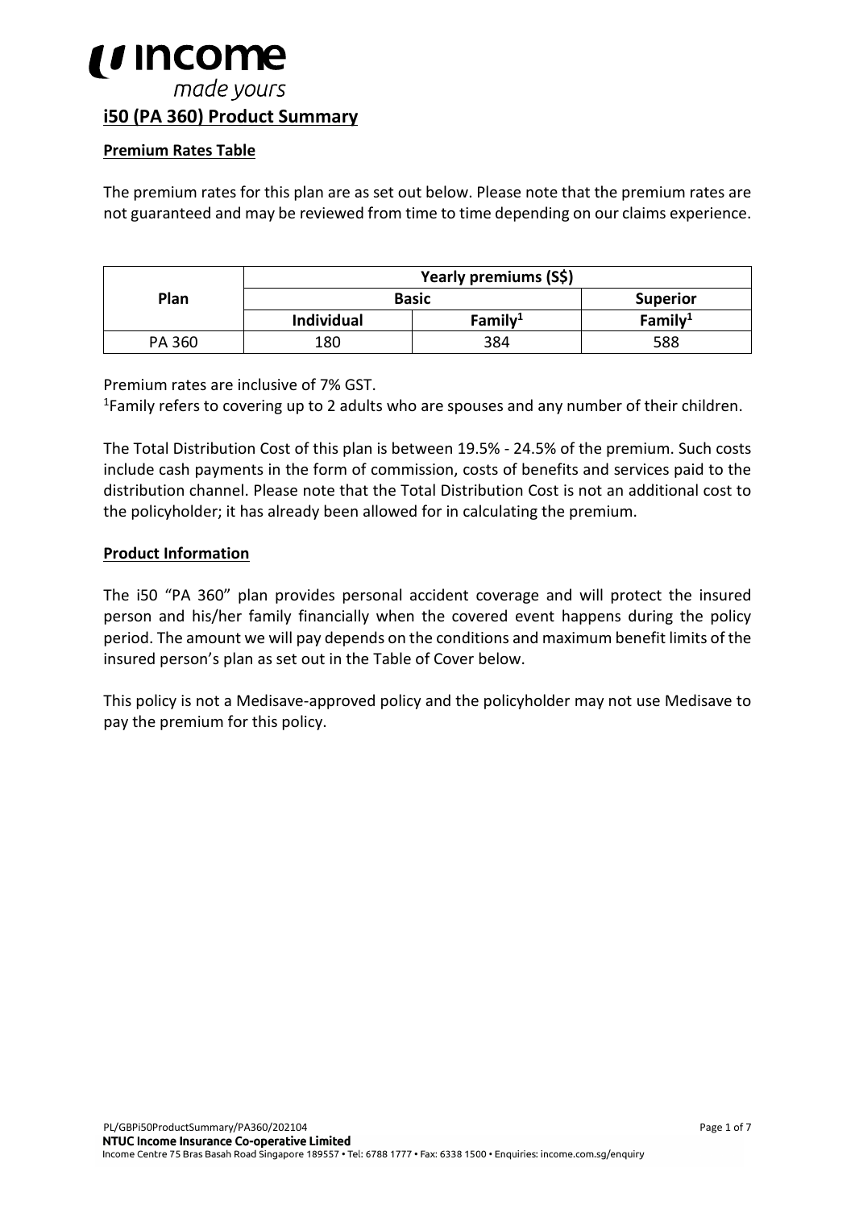# i50 (PA 360) Product Summary

## Premium Rates Table

The premium rates for this plan are as set out below. Please note that the premium rates are not guaranteed and may be reviewed from time to time depending on our claims experience.

| Plan | Yearly premiums (S$) | | |
|---|---|---|---|
| | Basic | | Superior |
| | Individual | Family[1] | Family[1] |
| PA 360 | 180 | 384 | 588 |

Premium rates are inclusive of 7% GST.

[1]Family refers to covering up to 2 adults who are spouses and any number of their children.

The Total Distribution Cost of this plan is between 19.5% - 24.5% of the premium. Such costs include cash payments in the form of commission, costs of benefits and services paid to the distribution channel. Please note that the Total Distribution Cost is not an additional cost to the policyholder; it has already been allowed for in calculating the premium.

## Product Information

The i50 "PA 360" plan provides personal accident coverage and will protect the insured person and his/her family financially when the covered event happens during the policy period. The amount we will pay depends on the conditions and maximum benefit limits of the insured person's plan as set out in the Table of Cover below.

This policy is not a Medisave-approved policy and the policyholder may not use Medisave to pay the premium for this policy.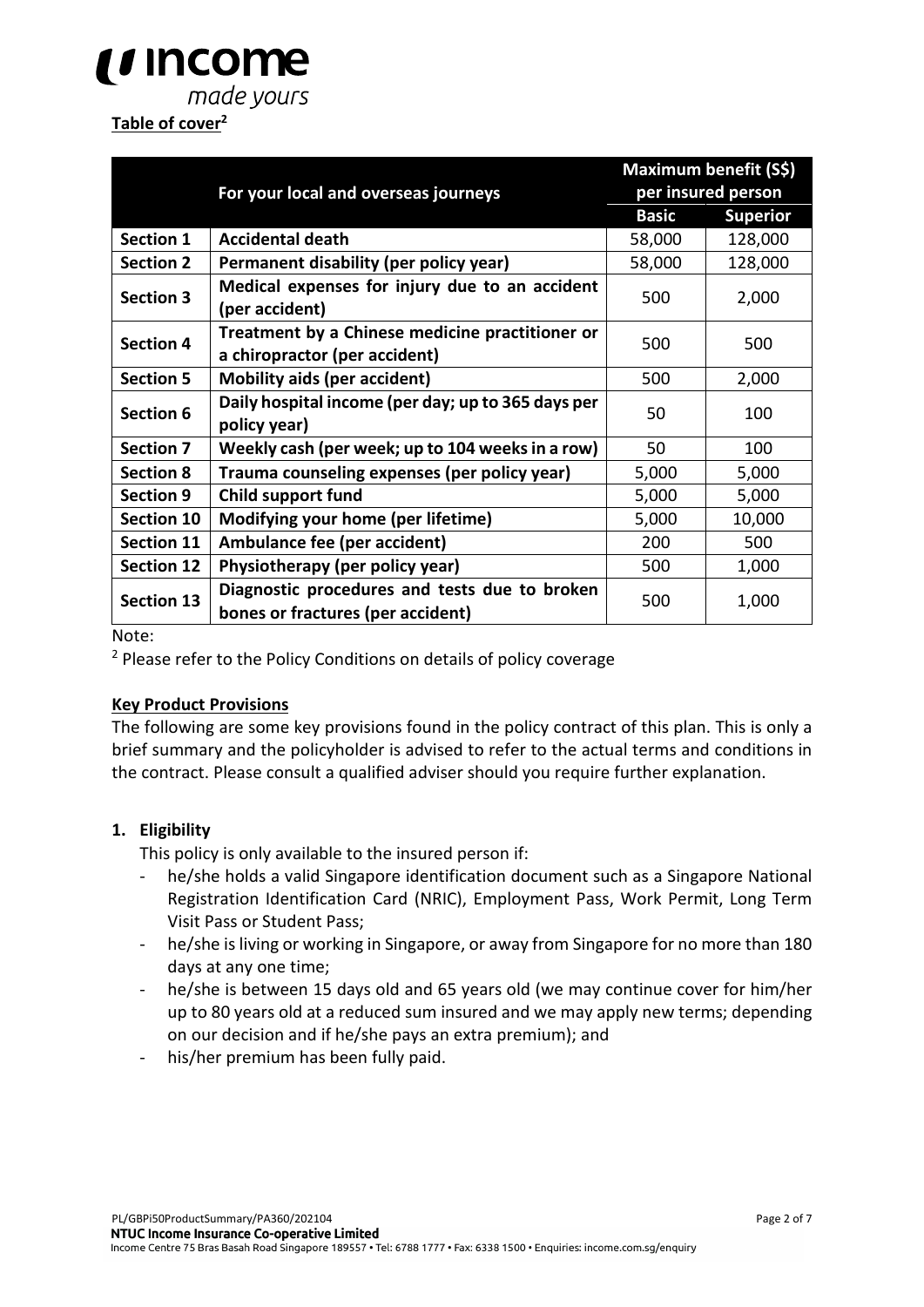**Table of cover**[2]

| | For your local and overseas journeys | Maximum benefit (S$) per insured person | |
|---|---|---|---|
| | | **Basic** | **Superior** |
| **Section 1** | **Accidental death** | 58,000 | 128,000 |
| **Section 2** | **Permanent disability (per policy year)** | 58,000 | 128,000 |
| **Section 3** | **Medical expenses for injury due to an accident (per accident)** | 500 | 2,000 |
| **Section 4** | **Treatment by a Chinese medicine practitioner or a chiropractor (per accident)** | 500 | 500 |
| **Section 5** | **Mobility aids (per accident)** | 500 | 2,000 |
| **Section 6** | **Daily hospital income (per day; up to 365 days per policy year)** | 50 | 100 |
| **Section 7** | **Weekly cash (per week; up to 104 weeks in a row)** | 50 | 100 |
| **Section 8** | **Trauma counseling expenses (per policy year)** | 5,000 | 5,000 |
| **Section 9** | **Child support fund** | 5,000 | 5,000 |
| **Section 10** | **Modifying your home (per lifetime)** | 5,000 | 10,000 |
| **Section 11** | **Ambulance fee (per accident)** | 200 | 500 |
| **Section 12** | **Physiotherapy (per policy year)** | 500 | 1,000 |
| **Section 13** | **Diagnostic procedures and tests due to broken bones or fractures (per accident)** | 500 | 1,000 |

Note:

[2] Please refer to the Policy Conditions on details of policy coverage

**Key Product Provisions**

The following are some key provisions found in the policy contract of this plan. This is only a brief summary and the policyholder is advised to refer to the actual terms and conditions in the contract. Please consult a qualified adviser should you require further explanation.

**1. Eligibility**

This policy is only available to the insured person if:

- he/she holds a valid Singapore identification document such as a Singapore National Registration Identification Card (NRIC), Employment Pass, Work Permit, Long Term Visit Pass or Student Pass;
- he/she is living or working in Singapore, or away from Singapore for no more than 180 days at any one time;
- he/she is between 15 days old and 65 years old (we may continue cover for him/her up to 80 years old at a reduced sum insured and we may apply new terms; depending on our decision and if he/she pays an extra premium); and
- his/her premium has been fully paid.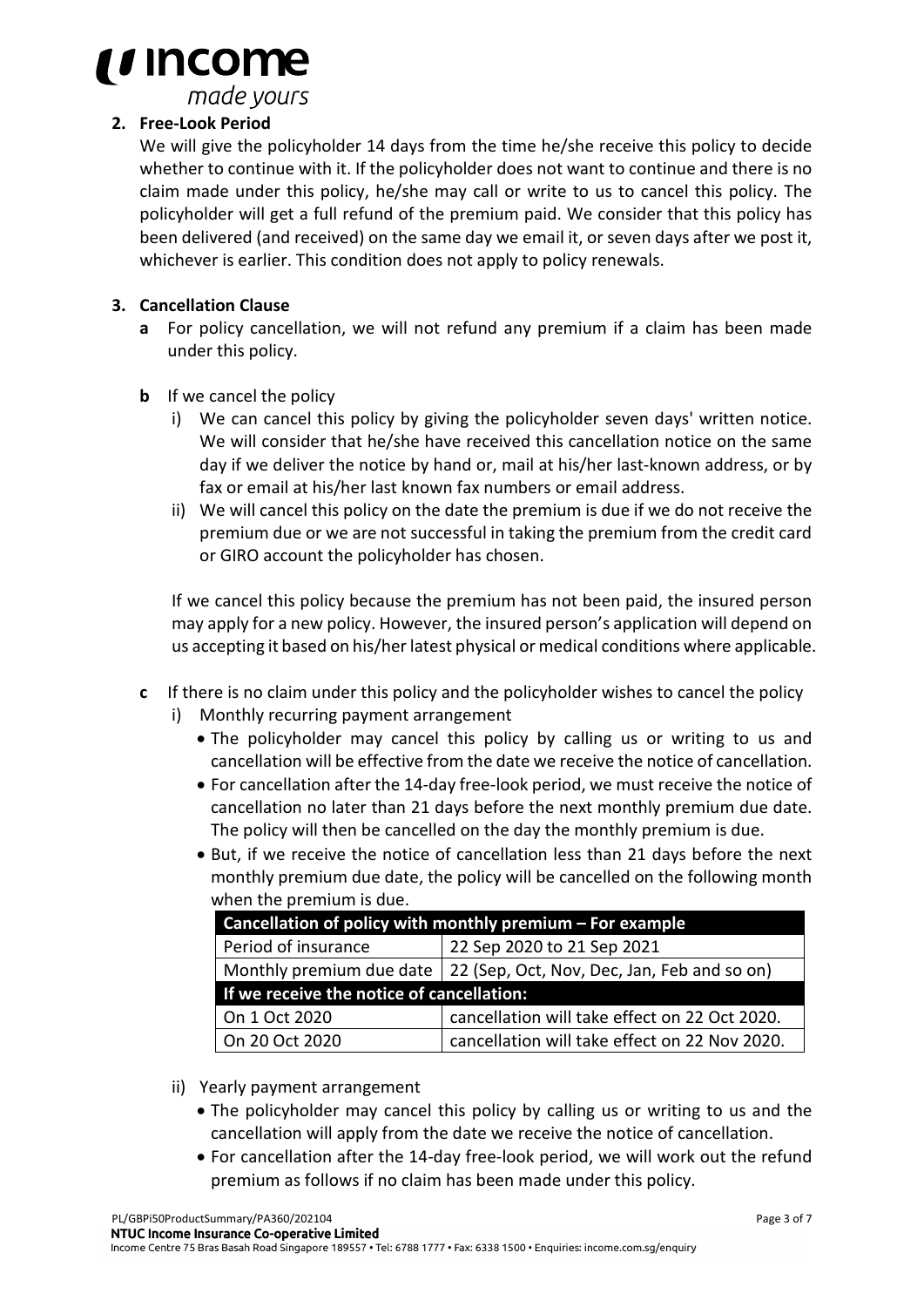## 2. Free-Look Period

We will give the policyholder 14 days from the time he/she receive this policy to decide whether to continue with it. If the policyholder does not want to continue and there is no claim made under this policy, he/she may call or write to us to cancel this policy. The policyholder will get a full refund of the premium paid. We consider that this policy has been delivered (and received) on the same day we email it, or seven days after we post it, whichever is earlier. This condition does not apply to policy renewals.

## 3. Cancellation Clause

**a** For policy cancellation, we will not refund any premium if a claim has been made under this policy.

**b** If we cancel the policy

i) We can cancel this policy by giving the policyholder seven days' written notice. We will consider that he/she have received this cancellation notice on the same day if we deliver the notice by hand or, mail at his/her last-known address, or by fax or email at his/her last known fax numbers or email address.

ii) We will cancel this policy on the date the premium is due if we do not receive the premium due or we are not successful in taking the premium from the credit card or GIRO account the policyholder has chosen.

If we cancel this policy because the premium has not been paid, the insured person may apply for a new policy. However, the insured person's application will depend on us accepting it based on his/her latest physical or medical conditions where applicable.

**c** If there is no claim under this policy and the policyholder wishes to cancel the policy

i) Monthly recurring payment arrangement

- The policyholder may cancel this policy by calling us or writing to us and cancellation will be effective from the date we receive the notice of cancellation.
- For cancellation after the 14-day free-look period, we must receive the notice of cancellation no later than 21 days before the next monthly premium due date. The policy will then be cancelled on the day the monthly premium is due.
- But, if we receive the notice of cancellation less than 21 days before the next monthly premium due date, the policy will be cancelled on the following month when the premium is due.

| **Cancellation of policy with monthly premium – For example** | |
|---|---|
| Period of insurance | 22 Sep 2020 to 21 Sep 2021 |
| Monthly premium due date | 22 (Sep, Oct, Nov, Dec, Jan, Feb and so on) |
| **If we receive the notice of cancellation:** | |
| On 1 Oct 2020 | cancellation will take effect on 22 Oct 2020. |
| On 20 Oct 2020 | cancellation will take effect on 22 Nov 2020. |

ii) Yearly payment arrangement

- The policyholder may cancel this policy by calling us or writing to us and the cancellation will apply from the date we receive the notice of cancellation.
- For cancellation after the 14-day free-look period, we will work out the refund premium as follows if no claim has been made under this policy.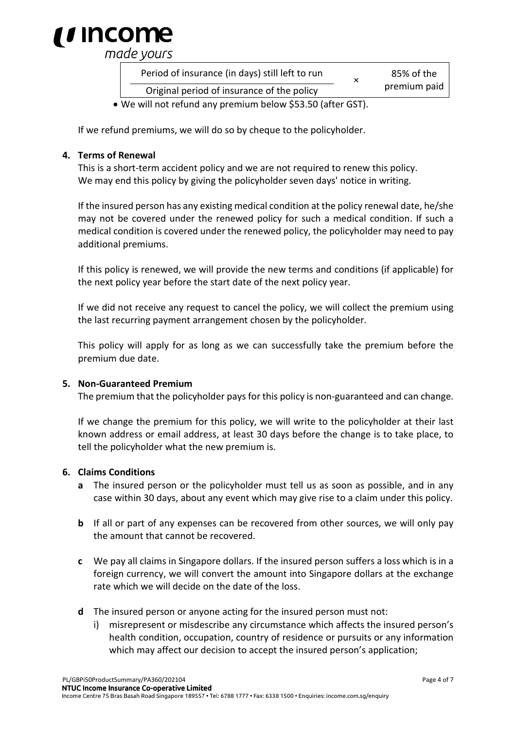$$\frac{\text{Period of insurance (in days) still left to run}}{\text{Original period of insurance of the policy}} \times \text{85\% of the premium paid}$$

- We will not refund any premium below $53.50 (after GST).

If we refund premiums, we will do so by cheque to the policyholder.

**4. Terms of Renewal**

This is a short-term accident policy and we are not required to renew this policy. We may end this policy by giving the policyholder seven days' notice in writing.

If the insured person has any existing medical condition at the policy renewal date, he/she may not be covered under the renewed policy for such a medical condition. If such a medical condition is covered under the renewed policy, the policyholder may need to pay additional premiums.

If this policy is renewed, we will provide the new terms and conditions (if applicable) for the next policy year before the start date of the next policy year.

If we did not receive any request to cancel the policy, we will collect the premium using the last recurring payment arrangement chosen by the policyholder.

This policy will apply for as long as we can successfully take the premium before the premium due date.

**5. Non-Guaranteed Premium**

The premium that the policyholder pays for this policy is non-guaranteed and can change.

If we change the premium for this policy, we will write to the policyholder at their last known address or email address, at least 30 days before the change is to take place, to tell the policyholder what the new premium is.

**6. Claims Conditions**

**a** The insured person or the policyholder must tell us as soon as possible, and in any case within 30 days, about any event which may give rise to a claim under this policy.

**b** If all or part of any expenses can be recovered from other sources, we will only pay the amount that cannot be recovered.

**c** We pay all claims in Singapore dollars. If the insured person suffers a loss which is in a foreign currency, we will convert the amount into Singapore dollars at the exchange rate which we will decide on the date of the loss.

**d** The insured person or anyone acting for the insured person must not:

i) misrepresent or misdescribe any circumstance which affects the insured person's health condition, occupation, country of residence or pursuits or any information which may affect our decision to accept the insured person's application;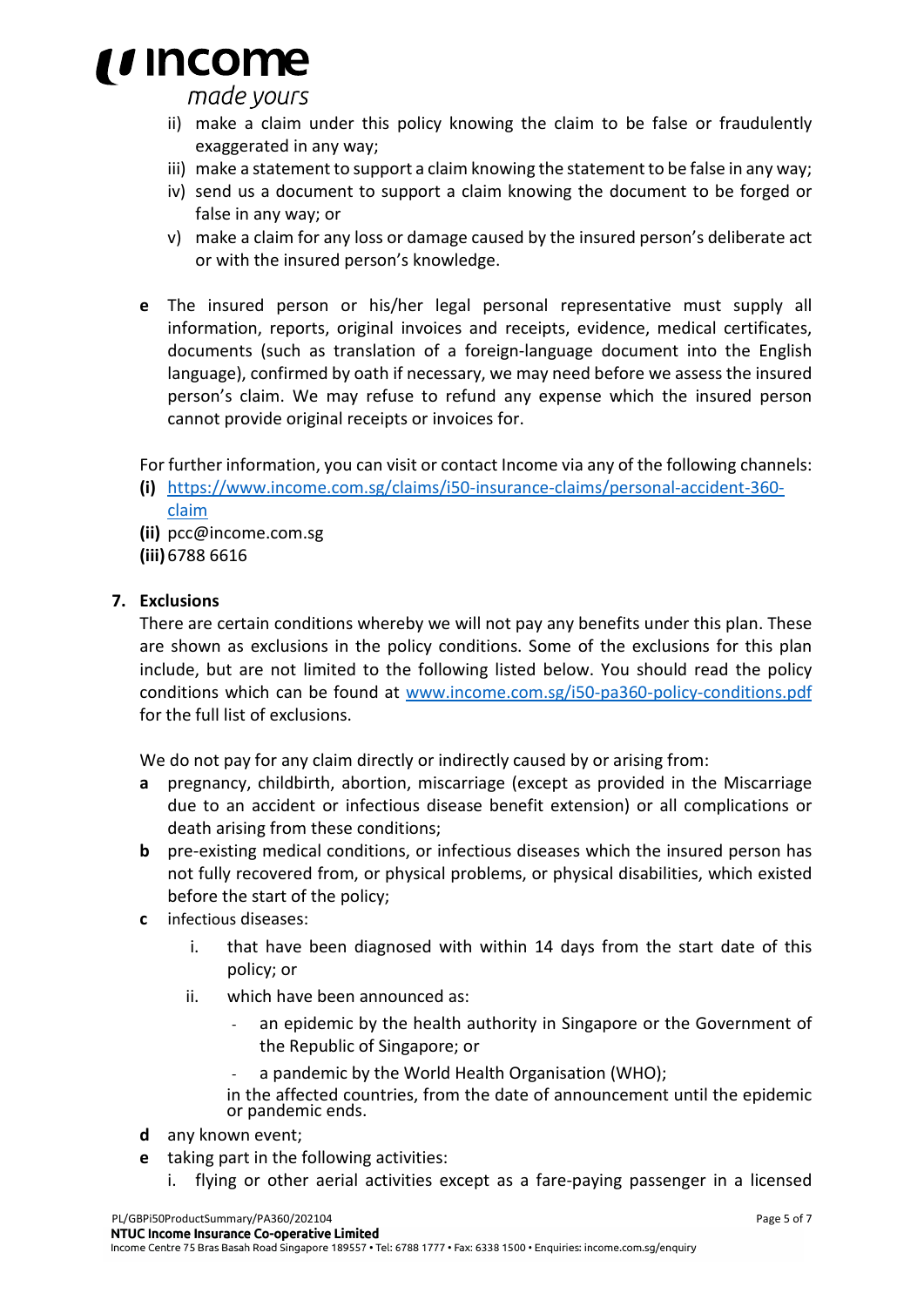ii) make a claim under this policy knowing the claim to be false or fraudulently exaggerated in any way;

iii) make a statement to support a claim knowing the statement to be false in any way;

iv) send us a document to support a claim knowing the document to be forged or false in any way; or

v) make a claim for any loss or damage caused by the insured person's deliberate act or with the insured person's knowledge.

**e** The insured person or his/her legal personal representative must supply all information, reports, original invoices and receipts, evidence, medical certificates, documents (such as translation of a foreign-language document into the English language), confirmed by oath if necessary, we may need before we assess the insured person's claim. We may refuse to refund any expense which the insured person cannot provide original receipts or invoices for.

For further information, you can visit or contact Income via any of the following channels:

**(i)** [https://www.income.com.sg/claims/i50-insurance-claims/personal-accident-360-claim](https://www.income.com.sg/claims/i50-insurance-claims/personal-accident-360-claim)

**(ii)** pcc@income.com.sg

**(iii)** 6788 6616

## 7. Exclusions

There are certain conditions whereby we will not pay any benefits under this plan. These are shown as exclusions in the policy conditions. Some of the exclusions for this plan include, but are not limited to the following listed below. You should read the policy conditions which can be found at [www.income.com.sg/i50-pa360-policy-conditions.pdf](www.income.com.sg/i50-pa360-policy-conditions.pdf) for the full list of exclusions.

We do not pay for any claim directly or indirectly caused by or arising from:

**a** pregnancy, childbirth, abortion, miscarriage (except as provided in the Miscarriage due to an accident or infectious disease benefit extension) or all complications or death arising from these conditions;

**b** pre-existing medical conditions, or infectious diseases which the insured person has not fully recovered from, or physical problems, or physical disabilities, which existed before the start of the policy;

**c** infectious diseases:

  i. that have been diagnosed with within 14 days from the start date of this policy; or

  ii. which have been announced as:

  - an epidemic by the health authority in Singapore or the Government of the Republic of Singapore; or
  - a pandemic by the World Health Organisation (WHO);

  in the affected countries, from the date of announcement until the epidemic or pandemic ends.

**d** any known event;

**e** taking part in the following activities:

  i. flying or other aerial activities except as a fare-paying passenger in a licensed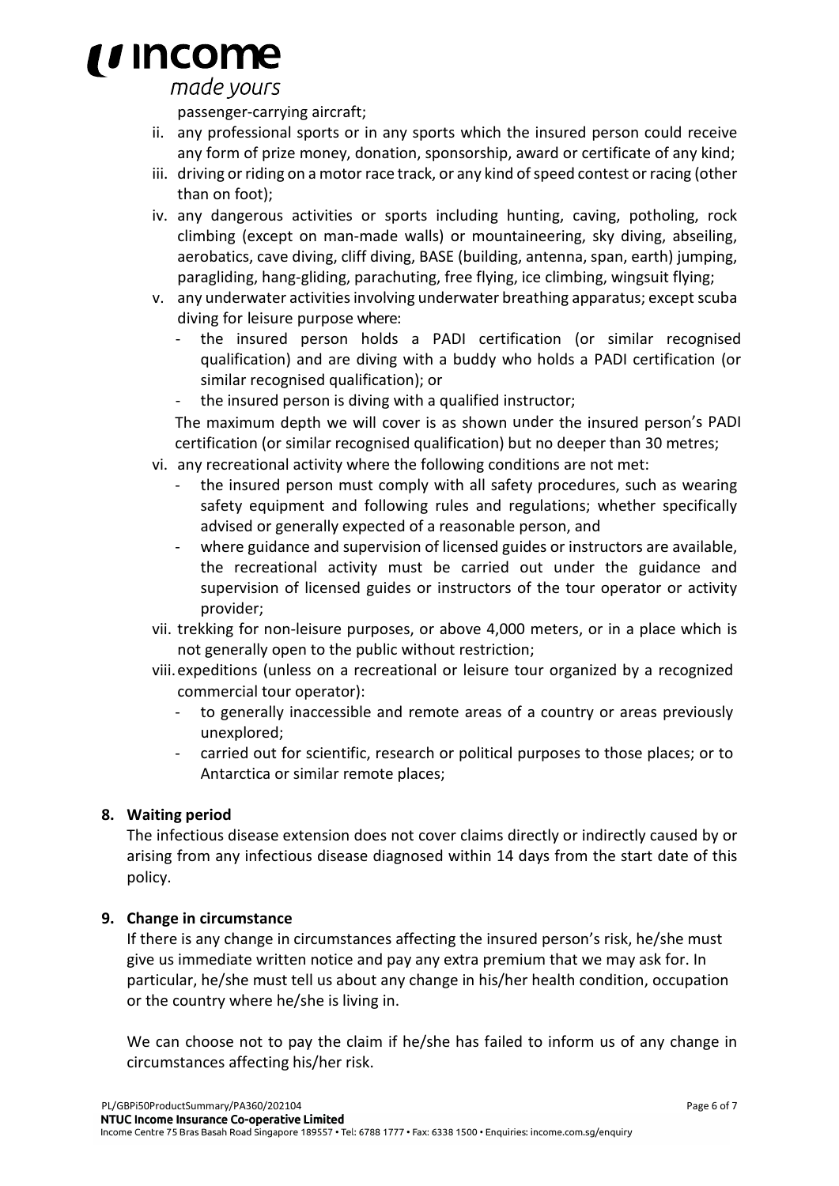passenger-carrying aircraft;

ii. any professional sports or in any sports which the insured person could receive any form of prize money, donation, sponsorship, award or certificate of any kind;
iii. driving or riding on a motor race track, or any kind of speed contest or racing (other than on foot);
iv. any dangerous activities or sports including hunting, caving, potholing, rock climbing (except on man-made walls) or mountaineering, sky diving, abseiling, aerobatics, cave diving, cliff diving, BASE (building, antenna, span, earth) jumping, paragliding, hang-gliding, parachuting, free flying, ice climbing, wingsuit flying;
v. any underwater activities involving underwater breathing apparatus; except scuba diving for leisure purpose where:
   - the insured person holds a PADI certification (or similar recognised qualification) and are diving with a buddy who holds a PADI certification (or similar recognised qualification); or
   - the insured person is diving with a qualified instructor;

   The maximum depth we will cover is as shown under the insured person's PADI certification (or similar recognised qualification) but no deeper than 30 metres;
vi. any recreational activity where the following conditions are not met:
   - the insured person must comply with all safety procedures, such as wearing safety equipment and following rules and regulations; whether specifically advised or generally expected of a reasonable person, and
   - where guidance and supervision of licensed guides or instructors are available, the recreational activity must be carried out under the guidance and supervision of licensed guides or instructors of the tour operator or activity provider;
vii. trekking for non-leisure purposes, or above 4,000 meters, or in a place which is not generally open to the public without restriction;
viii. expeditions (unless on a recreational or leisure tour organized by a recognized commercial tour operator):
   - to generally inaccessible and remote areas of a country or areas previously unexplored;
   - carried out for scientific, research or political purposes to those places; or to Antarctica or similar remote places;

**8. Waiting period**

The infectious disease extension does not cover claims directly or indirectly caused by or arising from any infectious disease diagnosed within 14 days from the start date of this policy.

**9. Change in circumstance**

If there is any change in circumstances affecting the insured person's risk, he/she must give us immediate written notice and pay any extra premium that we may ask for. In particular, he/she must tell us about any change in his/her health condition, occupation or the country where he/she is living in.

We can choose not to pay the claim if he/she has failed to inform us of any change in circumstances affecting his/her risk.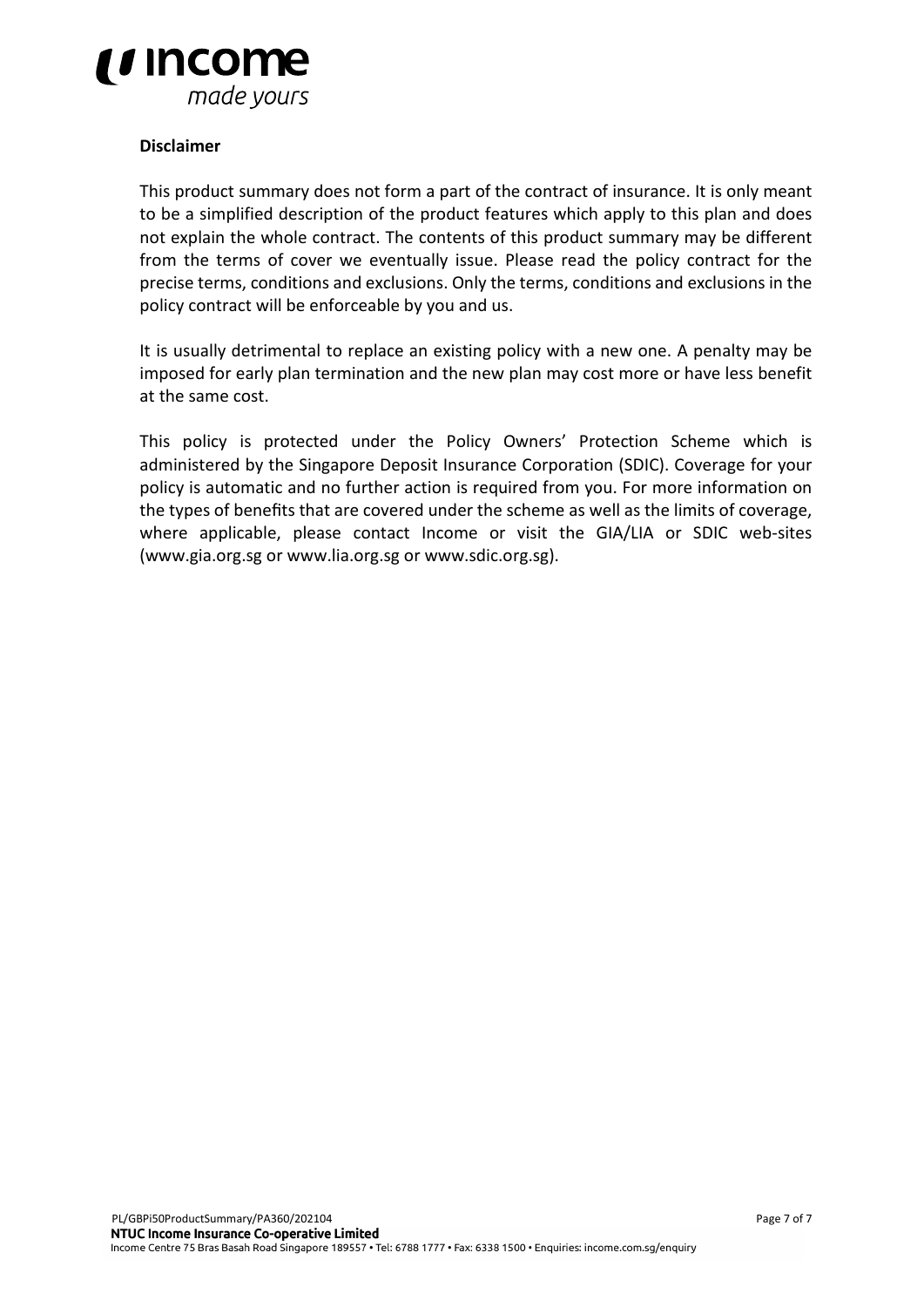**Disclaimer**

This product summary does not form a part of the contract of insurance. It is only meant to be a simplified description of the product features which apply to this plan and does not explain the whole contract. The contents of this product summary may be different from the terms of cover we eventually issue. Please read the policy contract for the precise terms, conditions and exclusions. Only the terms, conditions and exclusions in the policy contract will be enforceable by you and us.

It is usually detrimental to replace an existing policy with a new one. A penalty may be imposed for early plan termination and the new plan may cost more or have less benefit at the same cost.

This policy is protected under the Policy Owners' Protection Scheme which is administered by the Singapore Deposit Insurance Corporation (SDIC). Coverage for your policy is automatic and no further action is required from you. For more information on the types of benefits that are covered under the scheme as well as the limits of coverage, where applicable, please contact Income or visit the GIA/LIA or SDIC web-sites (www.gia.org.sg or www.lia.org.sg or www.sdic.org.sg).